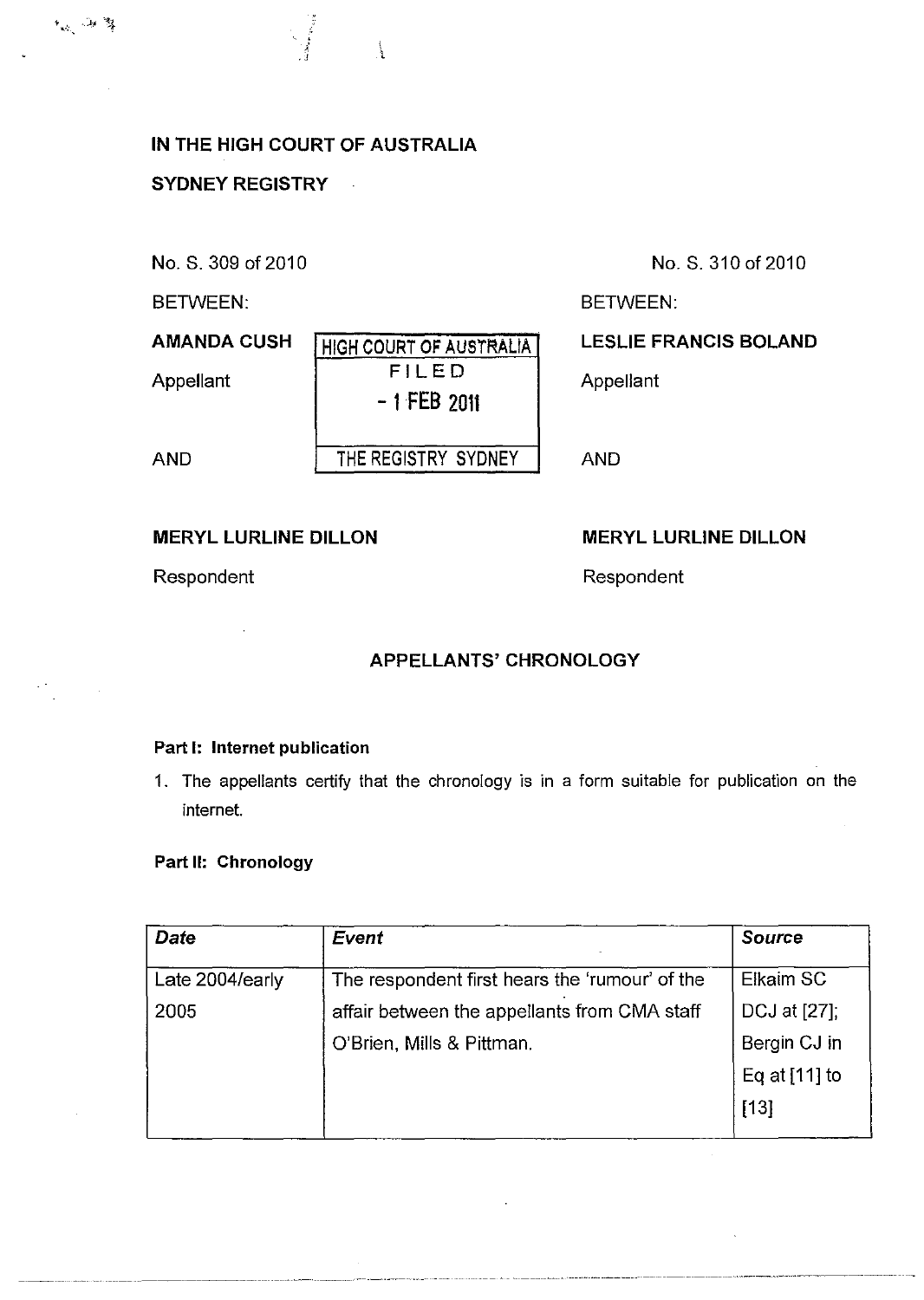**IN THE HIGH COURT OF AUSTRALIA**

**SYDNEY REGISTRY**

No. S. 309 of 2010

BETWEEN:

**AMANDA CUSH**

Appellant

AND

**MERYL LURLINE DILLON**

Respondent

No. S. 310 of 2010

BETWEEN:

**LESLIE FRANCIS BOLAND**

Appellant

AND

**MERYL LURLINE DILLON**

Respondent

HIGH COURT OF AUSTRALIA
FILED
- 1 FEB 2011
THE REGISTRY SYDNEY

## APPELLANTS' CHRONOLOGY

### Part I: Internet publication

1. The appellants certify that the chronology is in a form suitable for publication on the internet.

### Part II: Chronology

| *Date* | *Event* | *Source* |
|---|---|---|
| Late 2004/early 2005 | The respondent first hears the 'rumour' of the affair between the appellants from CMA staff O'Brien, Mills & Pittman. | Elkaim SC DCJ at [27]; Bergin CJ in Eq at [11] to [13] |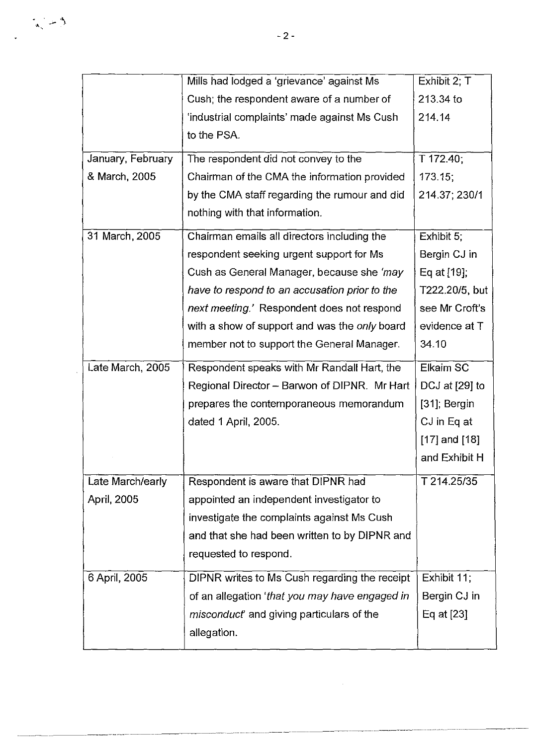| | | |
|---|---|---|
| | Mills had lodged a 'grievance' against Ms Cush; the respondent aware of a number of 'industrial complaints' made against Ms Cush to the PSA. | Exhibit 2; T 213.34 to 214.14 |
| January, February & March, 2005 | The respondent did not convey to the Chairman of the CMA the information provided by the CMA staff regarding the rumour and did nothing with that information. | T 172.40; 173.15; 214.37; 230/1 |
| 31 March, 2005 | Chairman emails all directors including the respondent seeking urgent support for Ms Cush as General Manager, because she *'may have to respond to an accusation prior to the next meeting.'* Respondent does not respond with a show of support and was the *only* board member not to support the General Manager. | Exhibit 5; Bergin CJ in Eq at [19]; T222.20/5, but see Mr Croft's evidence at T 34.10 |
| Late March, 2005 | Respondent speaks with Mr Randall Hart, the Regional Director – Barwon of DIPNR. Mr Hart prepares the contemporaneous memorandum dated 1 April, 2005. | Elkaim SC DCJ at [29] to [31]; Bergin CJ in Eq at [17] and [18] and Exhibit H |
| Late March/early April, 2005 | Respondent is aware that DIPNR had appointed an independent investigator to investigate the complaints against Ms Cush and that she had been written to by DIPNR and requested to respond. | T 214.25/35 |
| 6 April, 2005 | DIPNR writes to Ms Cush regarding the receipt of an allegation *'that you may have engaged in misconduct'* and giving particulars of the allegation. | Exhibit 11; Bergin CJ in Eq at [23] |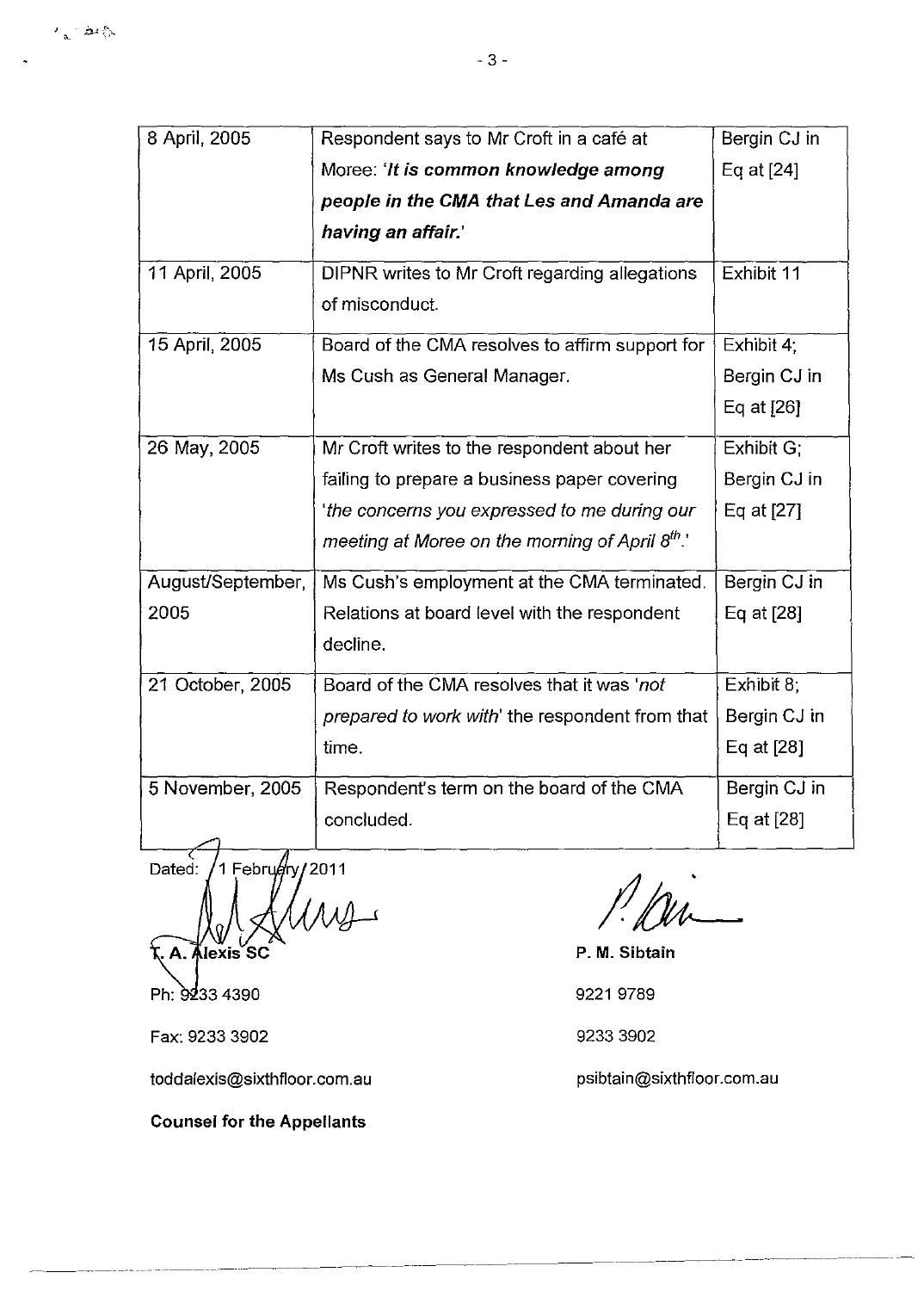| | | |
|---|---|---|
| 8 April, 2005 | Respondent says to Mr Croft in a café at Moree: '***It is common knowledge among people in the CMA that Les and Amanda are having an affair.***' | Bergin CJ in Eq at [24] |
| 11 April, 2005 | DIPNR writes to Mr Croft regarding allegations of misconduct. | Exhibit 11 |
| 15 April, 2005 | Board of the CMA resolves to affirm support for Ms Cush as General Manager. | Exhibit 4; Bergin CJ in Eq at [26] |
| 26 May, 2005 | Mr Croft writes to the respondent about her failing to prepare a business paper covering '*the concerns you expressed to me during our meeting at Moree on the morning of April 8th.*' | Exhibit G; Bergin CJ in Eq at [27] |
| August/September, 2005 | Ms Cush's employment at the CMA terminated. Relations at board level with the respondent decline. | Bergin CJ in Eq at [28] |
| 21 October, 2005 | Board of the CMA resolves that it was '*not prepared to work with*' the respondent from that time. | Exhibit 8; Bergin CJ in Eq at [28] |
| 5 November, 2005 | Respondent's term on the board of the CMA concluded. | Bergin CJ in Eq at [28] |

Dated: 1 February 2011

T. A. Alexis SC

Ph: 9233 4390

Fax: 9233 3902

toddalexis@sixthfloor.com.au

**Counsel for the Appellants**

P. M. Sibtain

9221 9789

9233 3902

psibtain@sixthfloor.com.au